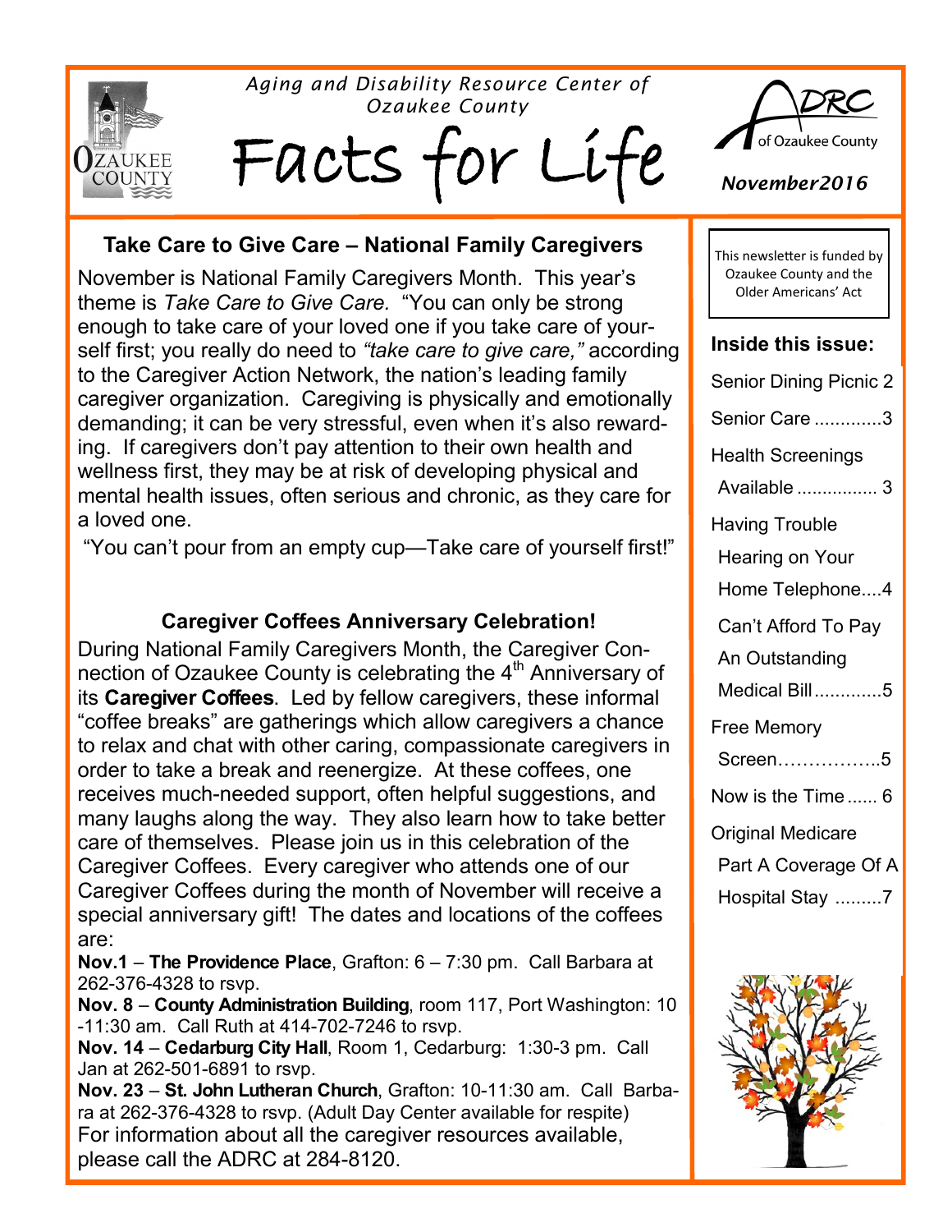*Aging and Disability Resource Center of Ozaukee County*

# Facts for Life

ADRC of Ozaukee County

*November2016*

## Take Care to Give Care – National Family Caregivers

November is National Family Caregivers Month. This year's theme is *Take Care to Give Care.* "You can only be strong enough to take care of your loved one if you take care of yourself first; you really do need to *"take care to give care,"* according to the Caregiver Action Network, the nation's leading family caregiver organization. Caregiving is physically and emotionally demanding; it can be very stressful, even when it's also rewarding. If caregivers don't pay attention to their own health and wellness first, they may be at risk of developing physical and mental health issues, often serious and chronic, as they care for a loved one.

"You can't pour from an empty cup—Take care of yourself first!"

## Caregiver Coffees Anniversary Celebration!

During National Family Caregivers Month, the Caregiver Connection of Ozaukee County is celebrating the 4th Anniversary of its **Caregiver Coffees**. Led by fellow caregivers, these informal "coffee breaks" are gatherings which allow caregivers a chance to relax and chat with other caring, compassionate caregivers in order to take a break and reenergize. At these coffees, one receives much-needed support, often helpful suggestions, and many laughs along the way. They also learn how to take better care of themselves. Please join us in this celebration of the Caregiver Coffees. Every caregiver who attends one of our Caregiver Coffees during the month of November will receive a special anniversary gift! The dates and locations of the coffees are:

**Nov.1** – **The Providence Place**, Grafton: 6 – 7:30 pm. Call Barbara at 262-376-4328 to rsvp.

**Nov. 8** – **County Administration Building**, room 117, Port Washington: 10-11:30 am. Call Ruth at 414-702-7246 to rsvp.

**Nov. 14** – **Cedarburg City Hall**, Room 1, Cedarburg: 1:30-3 pm. Call Jan at 262-501-6891 to rsvp.

**Nov. 23** – **St. John Lutheran Church**, Grafton: 10-11:30 am. Call Barbara at 262-376-4328 to rsvp. (Adult Day Center available for respite)

For information about all the caregiver resources available, please call the ADRC at 284-8120.

---

This newsletter is funded by Ozaukee County and the Older Americans' Act

**Inside this issue:**

- Senior Dining Picnic 2
- Senior Care .............3
- Health Screenings Available ................ 3
- Having Trouble Hearing on Your Home Telephone....4
- Can't Afford To Pay An Outstanding Medical Bill.............5
- Free Memory Screen……………..5
- Now is the Time ...... 6
- Original Medicare Part A Coverage Of A Hospital Stay .........7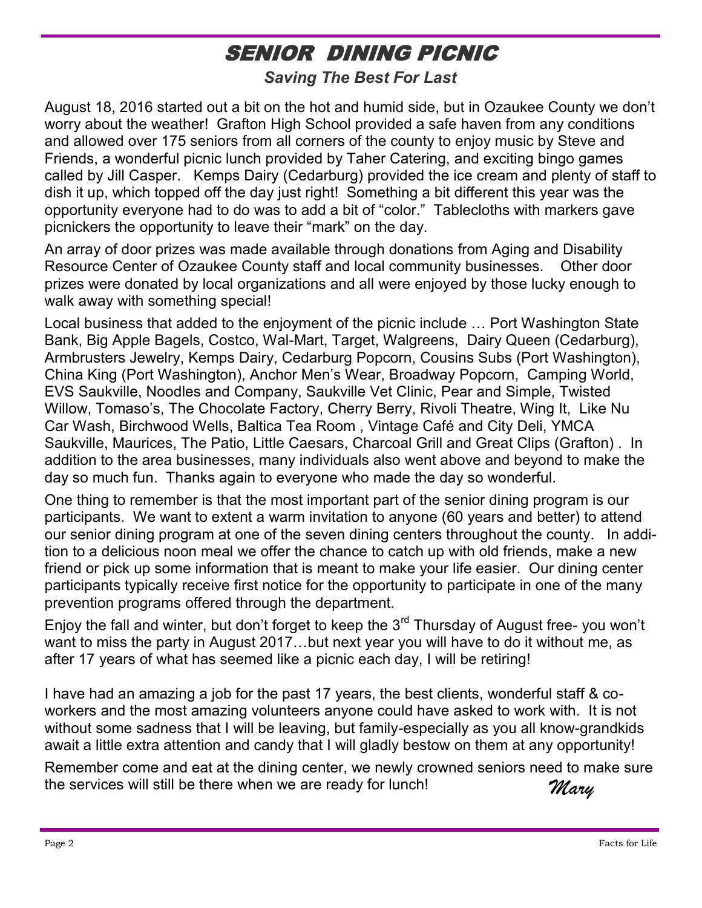# SENIOR DINING PICNIC

***Saving The Best For Last***

August 18, 2016 started out a bit on the hot and humid side, but in Ozaukee County we don't worry about the weather! Grafton High School provided a safe haven from any conditions and allowed over 175 seniors from all corners of the county to enjoy music by Steve and Friends, a wonderful picnic lunch provided by Taher Catering, and exciting bingo games called by Jill Casper. Kemps Dairy (Cedarburg) provided the ice cream and plenty of staff to dish it up, which topped off the day just right! Something a bit different this year was the opportunity everyone had to do was to add a bit of "color." Tablecloths with markers gave picnickers the opportunity to leave their "mark" on the day.

An array of door prizes was made available through donations from Aging and Disability Resource Center of Ozaukee County staff and local community businesses. Other door prizes were donated by local organizations and all were enjoyed by those lucky enough to walk away with something special!

Local business that added to the enjoyment of the picnic include … Port Washington State Bank, Big Apple Bagels, Costco, Wal-Mart, Target, Walgreens, Dairy Queen (Cedarburg), Armbrusters Jewelry, Kemps Dairy, Cedarburg Popcorn, Cousins Subs (Port Washington), China King (Port Washington), Anchor Men's Wear, Broadway Popcorn, Camping World, EVS Saukville, Noodles and Company, Saukville Vet Clinic, Pear and Simple, Twisted Willow, Tomaso's, The Chocolate Factory, Cherry Berry, Rivoli Theatre, Wing It, Like Nu Car Wash, Birchwood Wells, Baltica Tea Room , Vintage Café and City Deli, YMCA Saukville, Maurices, The Patio, Little Caesars, Charcoal Grill and Great Clips (Grafton) . In addition to the area businesses, many individuals also went above and beyond to make the day so much fun. Thanks again to everyone who made the day so wonderful.

One thing to remember is that the most important part of the senior dining program is our participants. We want to extent a warm invitation to anyone (60 years and better) to attend our senior dining program at one of the seven dining centers throughout the county. In addition to a delicious noon meal we offer the chance to catch up with old friends, make a new friend or pick up some information that is meant to make your life easier. Our dining center participants typically receive first notice for the opportunity to participate in one of the many prevention programs offered through the department.

Enjoy the fall and winter, but don't forget to keep the 3rd Thursday of August free- you won't want to miss the party in August 2017…but next year you will have to do it without me, as after 17 years of what has seemed like a picnic each day, I will be retiring!

I have had an amazing a job for the past 17 years, the best clients, wonderful staff & co-workers and the most amazing volunteers anyone could have asked to work with. It is not without some sadness that I will be leaving, but family-especially as you all know-grandkids await a little extra attention and candy that I will gladly bestow on them at any opportunity!

Remember come and eat at the dining center, we newly crowned seniors need to make sure the services will still be there when we are ready for lunch!

*Mary*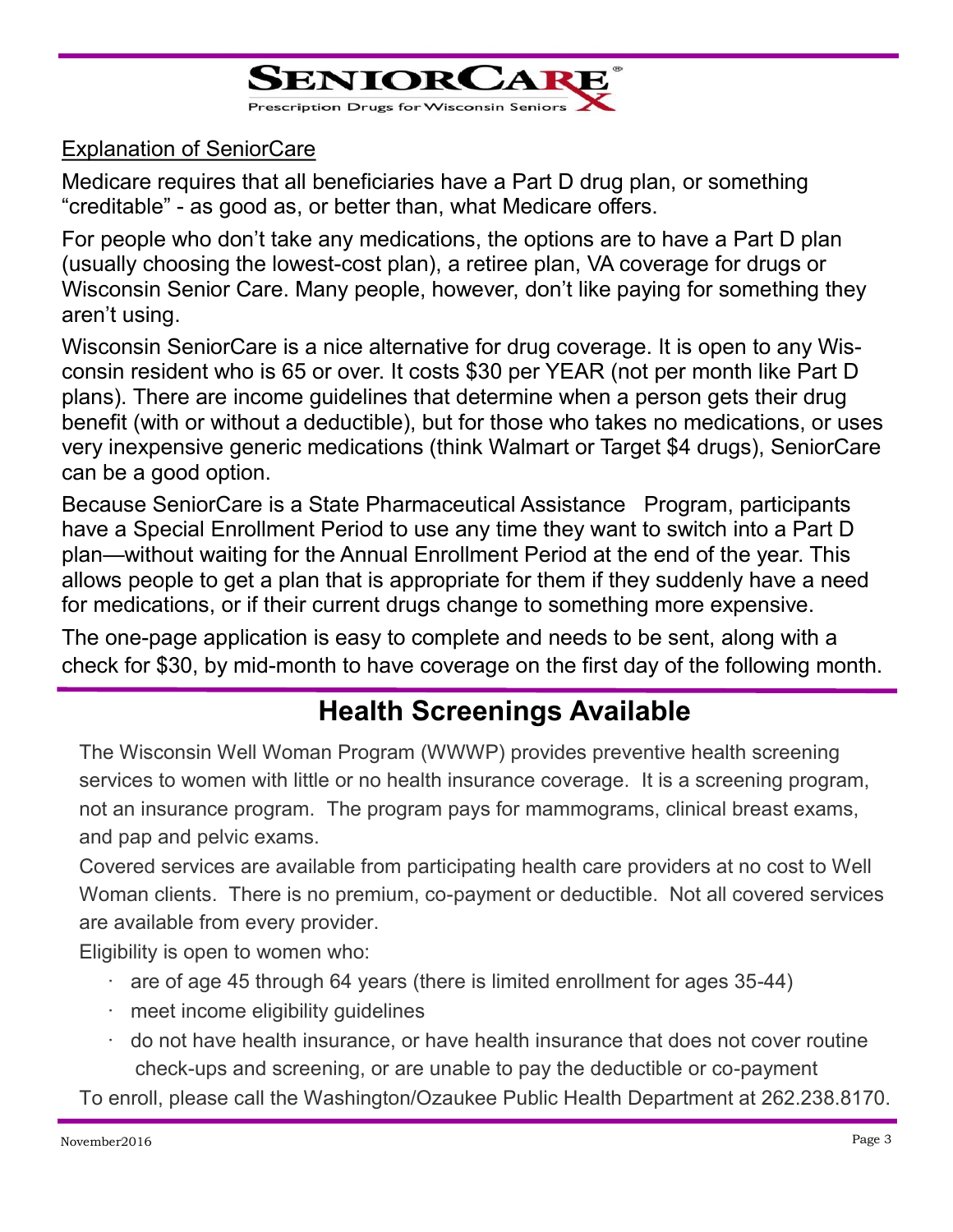# SENIORCARE

Prescription Drugs for Wisconsin Seniors

Explanation of SeniorCare

Medicare requires that all beneficiaries have a Part D drug plan, or something "creditable" - as good as, or better than, what Medicare offers.

For people who don't take any medications, the options are to have a Part D plan (usually choosing the lowest-cost plan), a retiree plan, VA coverage for drugs or Wisconsin Senior Care. Many people, however, don't like paying for something they aren't using.

Wisconsin SeniorCare is a nice alternative for drug coverage. It is open to any Wisconsin resident who is 65 or over. It costs $30 per YEAR (not per month like Part D plans). There are income guidelines that determine when a person gets their drug benefit (with or without a deductible), but for those who takes no medications, or uses very inexpensive generic medications (think Walmart or Target $4 drugs), SeniorCare can be a good option.

Because SeniorCare is a State Pharmaceutical Assistance Program, participants have a Special Enrollment Period to use any time they want to switch into a Part D plan—without waiting for the Annual Enrollment Period at the end of the year. This allows people to get a plan that is appropriate for them if they suddenly have a need for medications, or if their current drugs change to something more expensive.

The one-page application is easy to complete and needs to be sent, along with a check for $30, by mid-month to have coverage on the first day of the following month.

## Health Screenings Available

The Wisconsin Well Woman Program (WWWP) provides preventive health screening services to women with little or no health insurance coverage. It is a screening program, not an insurance program. The program pays for mammograms, clinical breast exams, and pap and pelvic exams.

Covered services are available from participating health care providers at no cost to Well Woman clients. There is no premium, co-payment or deductible. Not all covered services are available from every provider.

Eligibility is open to women who:

- are of age 45 through 64 years (there is limited enrollment for ages 35-44)
- meet income eligibility guidelines
- do not have health insurance, or have health insurance that does not cover routine check-ups and screening, or are unable to pay the deductible or co-payment

To enroll, please call the Washington/Ozaukee Public Health Department at 262.238.8170.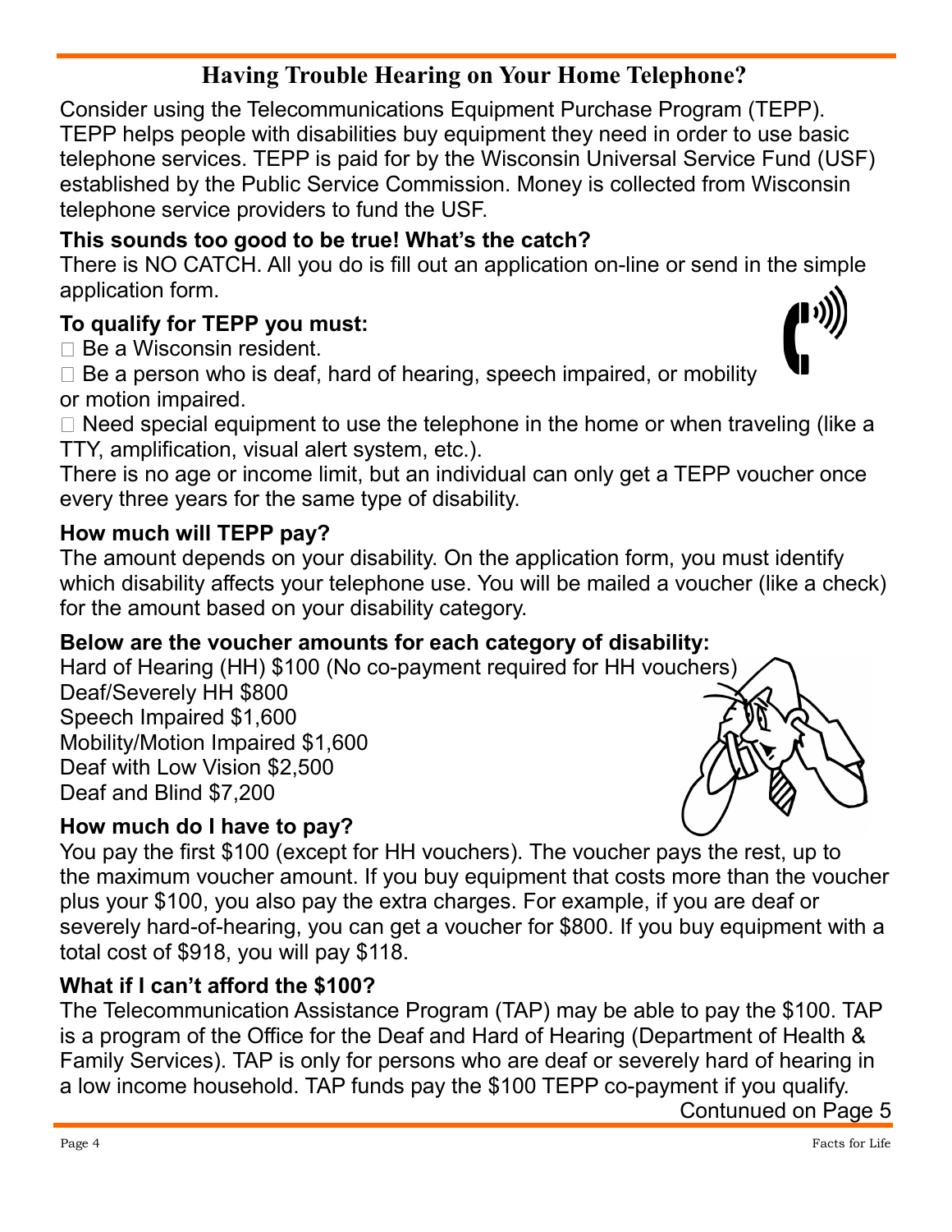## Having Trouble Hearing on Your Home Telephone?

Consider using the Telecommunications Equipment Purchase Program (TEPP). TEPP helps people with disabilities buy equipment they need in order to use basic telephone services. TEPP is paid for by the Wisconsin Universal Service Fund (USF) established by the Public Service Commission. Money is collected from Wisconsin telephone service providers to fund the USF.

**This sounds too good to be true! What's the catch?**

There is NO CATCH. All you do is fill out an application on-line or send in the simple application form.

**To qualify for TEPP you must:**

- Be a Wisconsin resident.
- Be a person who is deaf, hard of hearing, speech impaired, or mobility or motion impaired.
- Need special equipment to use the telephone in the home or when traveling (like a TTY, amplification, visual alert system, etc.).

There is no age or income limit, but an individual can only get a TEPP voucher once every three years for the same type of disability.

**How much will TEPP pay?**

The amount depends on your disability. On the application form, you must identify which disability affects your telephone use. You will be mailed a voucher (like a check) for the amount based on your disability category.

**Below are the voucher amounts for each category of disability:**

Hard of Hearing (HH) $100 (No co-payment required for HH vouchers)
Deaf/Severely HH $800
Speech Impaired $1,600
Mobility/Motion Impaired $1,600
Deaf with Low Vision $2,500
Deaf and Blind $7,200

**How much do I have to pay?**

You pay the first $100 (except for HH vouchers). The voucher pays the rest, up to the maximum voucher amount. If you buy equipment that costs more than the voucher plus your $100, you also pay the extra charges. For example, if you are deaf or severely hard-of-hearing, you can get a voucher for $800. If you buy equipment with a total cost of $918, you will pay $118.

**What if I can't afford the $100?**

The Telecommunication Assistance Program (TAP) may be able to pay the $100. TAP is a program of the Office for the Deaf and Hard of Hearing (Department of Health & Family Services). TAP is only for persons who are deaf or severely hard of hearing in a low income household. TAP funds pay the $100 TEPP co-payment if you qualify.

Contunued on Page 5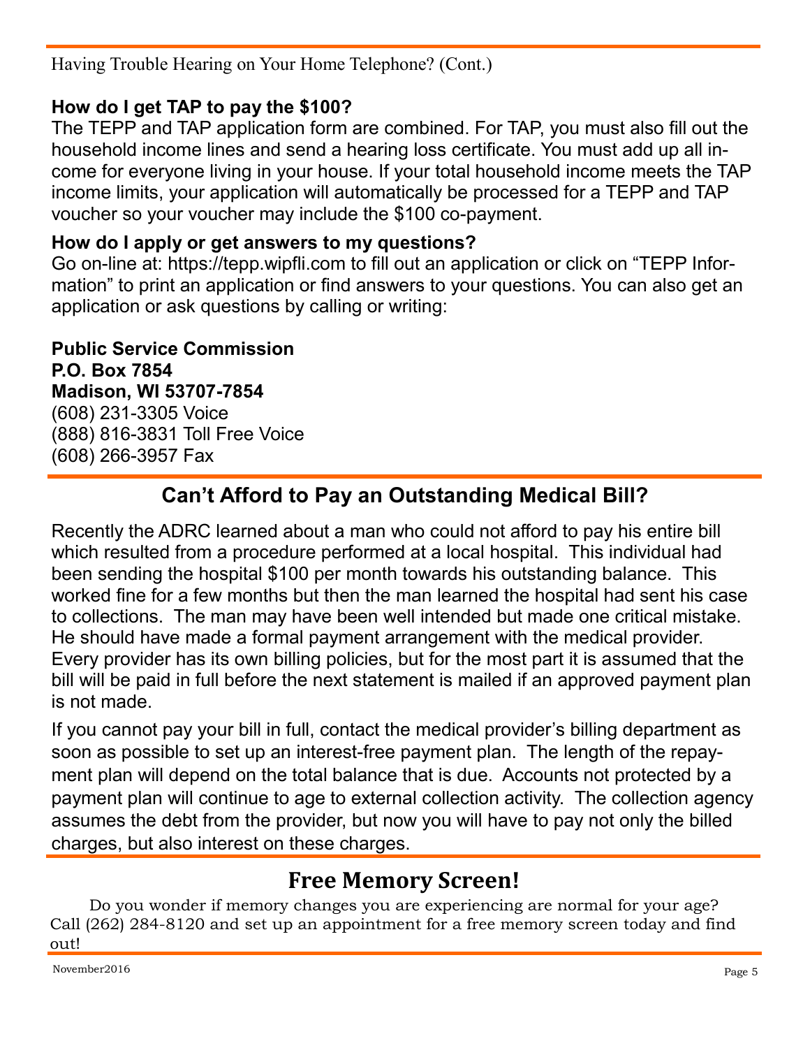Having Trouble Hearing on Your Home Telephone? (Cont.)

**How do I get TAP to pay the $100?**

The TEPP and TAP application form are combined. For TAP, you must also fill out the household income lines and send a hearing loss certificate. You must add up all income for everyone living in your house. If your total household income meets the TAP income limits, your application will automatically be processed for a TEPP and TAP voucher so your voucher may include the $100 co-payment.

**How do I apply or get answers to my questions?**

Go on-line at: https://tepp.wipfli.com to fill out an application or click on "TEPP Information" to print an application or find answers to your questions. You can also get an application or ask questions by calling or writing:

**Public Service Commission**
**P.O. Box 7854**
**Madison, WI 53707-7854**
(608) 231-3305 Voice
(888) 816-3831 Toll Free Voice
(608) 266-3957 Fax

## Can't Afford to Pay an Outstanding Medical Bill?

Recently the ADRC learned about a man who could not afford to pay his entire bill which resulted from a procedure performed at a local hospital. This individual had been sending the hospital $100 per month towards his outstanding balance. This worked fine for a few months but then the man learned the hospital had sent his case to collections. The man may have been well intended but made one critical mistake. He should have made a formal payment arrangement with the medical provider. Every provider has its own billing policies, but for the most part it is assumed that the bill will be paid in full before the next statement is mailed if an approved payment plan is not made.

If you cannot pay your bill in full, contact the medical provider's billing department as soon as possible to set up an interest-free payment plan. The length of the repayment plan will depend on the total balance that is due. Accounts not protected by a payment plan will continue to age to external collection activity. The collection agency assumes the debt from the provider, but now you will have to pay not only the billed charges, but also interest on these charges.

## Free Memory Screen!

Do you wonder if memory changes you are experiencing are normal for your age? Call (262) 284-8120 and set up an appointment for a free memory screen today and find out!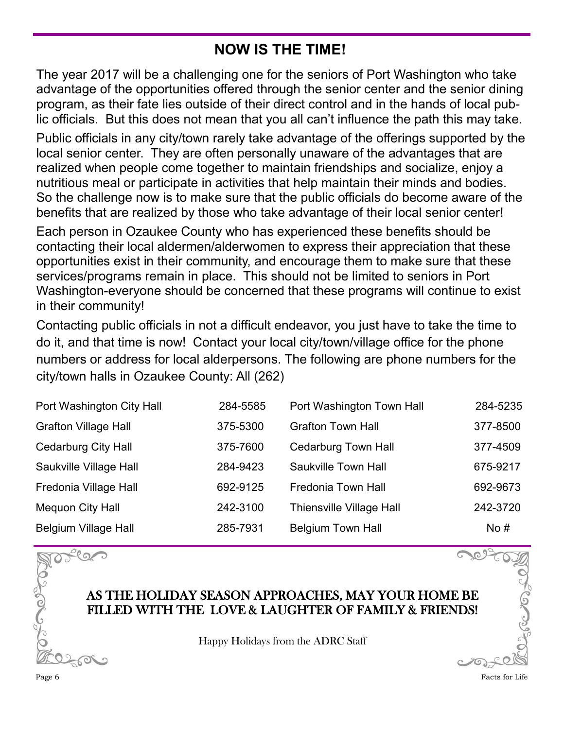## NOW IS THE TIME!

The year 2017 will be a challenging one for the seniors of Port Washington who take advantage of the opportunities offered through the senior center and the senior dining program, as their fate lies outside of their direct control and in the hands of local public officials. But this does not mean that you all can't influence the path this may take.

Public officials in any city/town rarely take advantage of the offerings supported by the local senior center. They are often personally unaware of the advantages that are realized when people come together to maintain friendships and socialize, enjoy a nutritious meal or participate in activities that help maintain their minds and bodies. So the challenge now is to make sure that the public officials do become aware of the benefits that are realized by those who take advantage of their local senior center!

Each person in Ozaukee County who has experienced these benefits should be contacting their local aldermen/alderwomen to express their appreciation that these opportunities exist in their community, and encourage them to make sure that these services/programs remain in place. This should not be limited to seniors in Port Washington-everyone should be concerned that these programs will continue to exist in their community!

Contacting public officials in not a difficult endeavor, you just have to take the time to do it, and that time is now! Contact your local city/town/village office for the phone numbers or address for local alderpersons. The following are phone numbers for the city/town halls in Ozaukee County: All (262)

| | | | |
|---|---|---|---|
| Port Washington City Hall | 284-5585 | Port Washington Town Hall | 284-5235 |
| Grafton Village Hall | 375-5300 | Grafton Town Hall | 377-8500 |
| Cedarburg City Hall | 375-7600 | Cedarburg Town Hall | 377-4509 |
| Saukville Village Hall | 284-9423 | Saukville Town Hall | 675-9217 |
| Fredonia Village Hall | 692-9125 | Fredonia Town Hall | 692-9673 |
| Mequon City Hall | 242-3100 | Thiensville Village Hall | 242-3720 |
| Belgium Village Hall | 285-7931 | Belgium Town Hall | No # |

**AS THE HOLIDAY SEASON APPROACHES, MAY YOUR HOME BE FILLED WITH THE LOVE & LAUGHTER OF FAMILY & FRIENDS!**

Happy Holidays from the ADRC Staff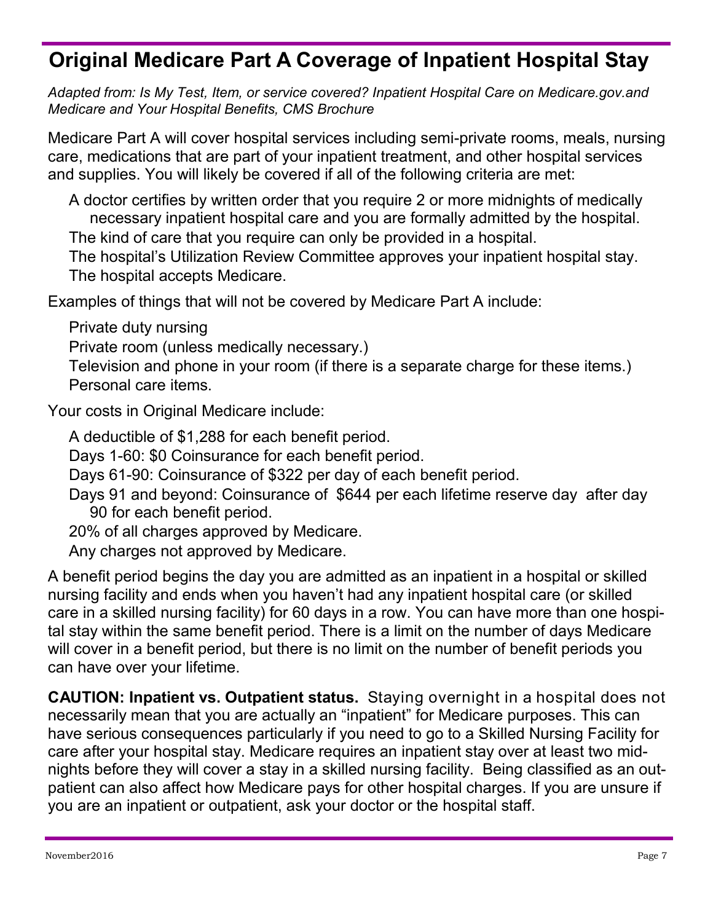# Original Medicare Part A Coverage of Inpatient Hospital Stay

*Adapted from: Is My Test, Item, or service covered? Inpatient Hospital Care on Medicare.gov.and Medicare and Your Hospital Benefits, CMS Brochure*

Medicare Part A will cover hospital services including semi-private rooms, meals, nursing care, medications that are part of your inpatient treatment, and other hospital services and supplies. You will likely be covered if all of the following criteria are met:

- A doctor certifies by written order that you require 2 or more midnights of medically necessary inpatient hospital care and you are formally admitted by the hospital.
- The kind of care that you require can only be provided in a hospital.
- The hospital's Utilization Review Committee approves your inpatient hospital stay.
- The hospital accepts Medicare.

Examples of things that will not be covered by Medicare Part A include:

- Private duty nursing
- Private room (unless medically necessary.)
- Television and phone in your room (if there is a separate charge for these items.)
- Personal care items.

Your costs in Original Medicare include:

- A deductible of $1,288 for each benefit period.
- Days 1-60: $0 Coinsurance for each benefit period.
- Days 61-90: Coinsurance of $322 per day of each benefit period.
- Days 91 and beyond: Coinsurance of $644 per each lifetime reserve day after day 90 for each benefit period.
- 20% of all charges approved by Medicare.
- Any charges not approved by Medicare.

A benefit period begins the day you are admitted as an inpatient in a hospital or skilled nursing facility and ends when you haven't had any inpatient hospital care (or skilled care in a skilled nursing facility) for 60 days in a row. You can have more than one hospital stay within the same benefit period. There is a limit on the number of days Medicare will cover in a benefit period, but there is no limit on the number of benefit periods you can have over your lifetime.

**CAUTION: Inpatient vs. Outpatient status.** Staying overnight in a hospital does not necessarily mean that you are actually an "inpatient" for Medicare purposes. This can have serious consequences particularly if you need to go to a Skilled Nursing Facility for care after your hospital stay. Medicare requires an inpatient stay over at least two midnights before they will cover a stay in a skilled nursing facility. Being classified as an outpatient can also affect how Medicare pays for other hospital charges. If you are unsure if you are an inpatient or outpatient, ask your doctor or the hospital staff.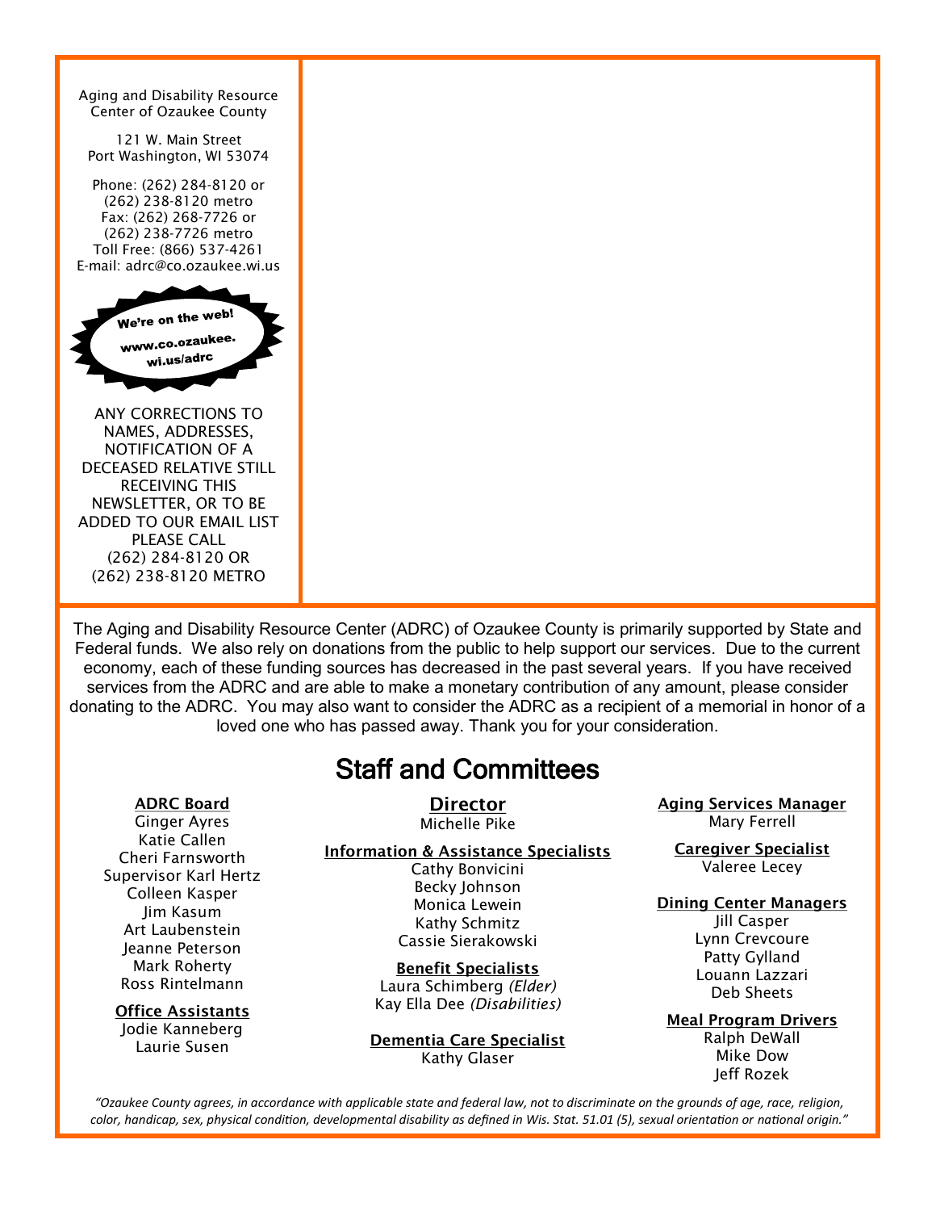Aging and Disability Resource Center of Ozaukee County

121 W. Main Street
Port Washington, WI 53074

Phone: (262) 284-8120 or
(262) 238-8120 metro
Fax: (262) 268-7726 or
(262) 238-7726 metro
Toll Free: (866) 537-4261
E-mail: adrc@co.ozaukee.wi.us

We're on the web!
www.co.ozaukee.wi.us/adrc

ANY CORRECTIONS TO NAMES, ADDRESSES, NOTIFICATION OF A DECEASED RELATIVE STILL RECEIVING THIS NEWSLETTER, OR TO BE ADDED TO OUR EMAIL LIST PLEASE CALL
(262) 284-8120 OR
(262) 238-8120 METRO

The Aging and Disability Resource Center (ADRC) of Ozaukee County is primarily supported by State and Federal funds. We also rely on donations from the public to help support our services. Due to the current economy, each of these funding sources has decreased in the past several years. If you have received services from the ADRC and are able to make a monetary contribution of any amount, please consider donating to the ADRC. You may also want to consider the ADRC as a recipient of a memorial in honor of a loved one who has passed away. Thank you for your consideration.

## Staff and Committees

**ADRC Board**
Ginger Ayres
Katie Callen
Cheri Farnsworth
Supervisor Karl Hertz
Colleen Kasper
Jim Kasum
Art Laubenstein
Jeanne Peterson
Mark Roherty
Ross Rintelmann

**Office Assistants**
Jodie Kanneberg
Laurie Susen

**Director**
Michelle Pike

**Information & Assistance Specialists**
Cathy Bonvicini
Becky Johnson
Monica Lewein
Kathy Schmitz
Cassie Sierakowski

**Benefit Specialists**
Laura Schimberg *(Elder)*
Kay Ella Dee *(Disabilities)*

**Dementia Care Specialist**
Kathy Glaser

**Aging Services Manager**
Mary Ferrell

**Caregiver Specialist**
Valeree Lecey

**Dining Center Managers**
Jill Casper
Lynn Crevcoure
Patty Gylland
Louann Lazzari
Deb Sheets

**Meal Program Drivers**
Ralph DeWall
Mike Dow
Jeff Rozek

*"Ozaukee County agrees, in accordance with applicable state and federal law, not to discriminate on the grounds of age, race, religion, color, handicap, sex, physical condition, developmental disability as defined in Wis. Stat. 51.01 (5), sexual orientation or national origin."*